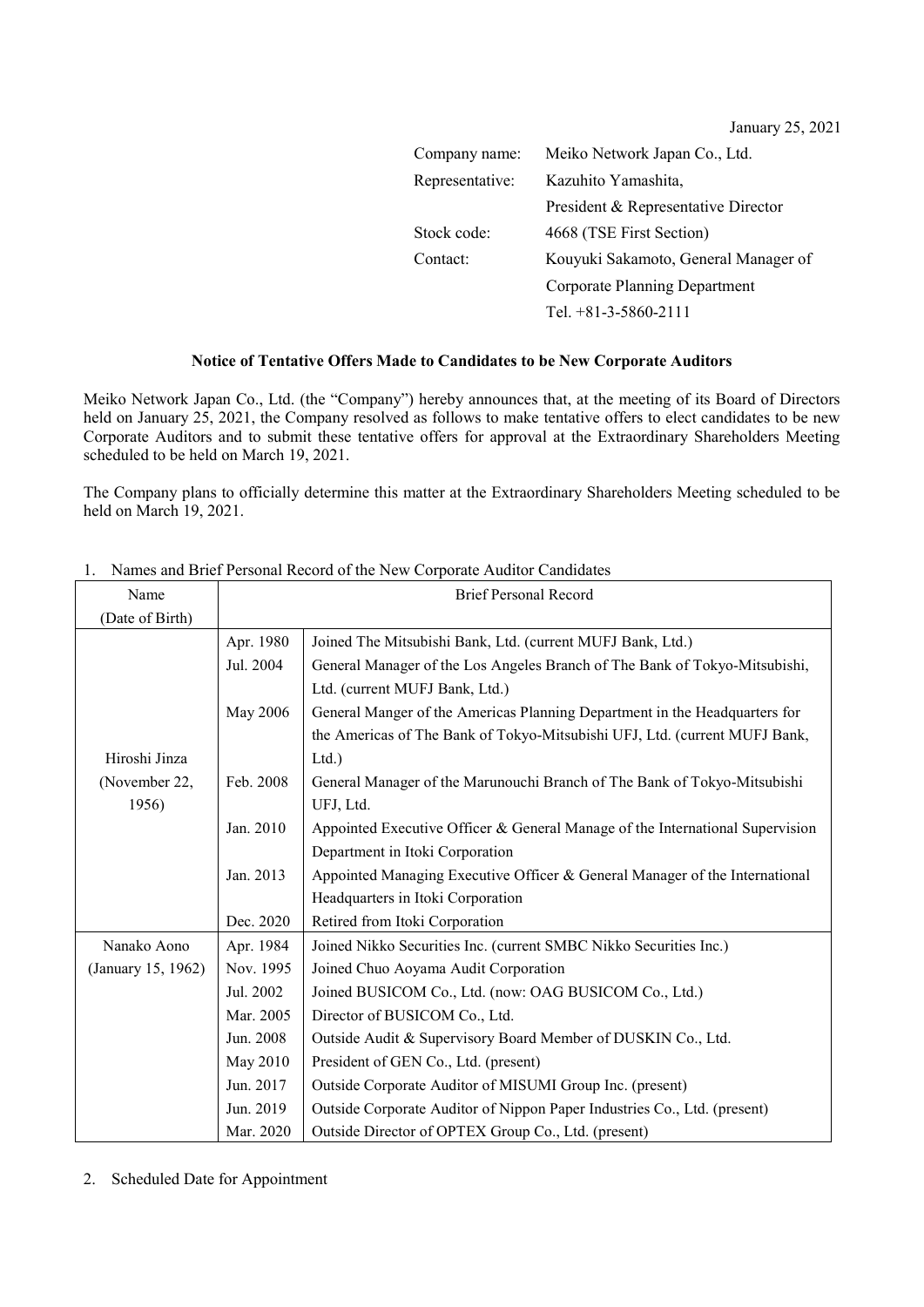January 25, 2021

| | |
|---|---|
| Company name: | Meiko Network Japan Co., Ltd. |
| Representative: | Kazuhito Yamashita, President & Representative Director |
| Stock code: | 4668 (TSE First Section) |
| Contact: | Kouyuki Sakamoto, General Manager of Corporate Planning Department Tel. +81-3-5860-2111 |

**Notice of Tentative Offers Made to Candidates to be New Corporate Auditors**

Meiko Network Japan Co., Ltd. (the "Company") hereby announces that, at the meeting of its Board of Directors held on January 25, 2021, the Company resolved as follows to make tentative offers to elect candidates to be new Corporate Auditors and to submit these tentative offers for approval at the Extraordinary Shareholders Meeting scheduled to be held on March 19, 2021.

The Company plans to officially determine this matter at the Extraordinary Shareholders Meeting scheduled to be held on March 19, 2021.

1. Names and Brief Personal Record of the New Corporate Auditor Candidates

| Name (Date of Birth) | Brief Personal Record | |
|---|---|---|
| Hiroshi Jinza (November 22, 1956) | Apr. 1980 | Joined The Mitsubishi Bank, Ltd. (current MUFJ Bank, Ltd.) |
| | Jul. 2004 | General Manager of the Los Angeles Branch of The Bank of Tokyo-Mitsubishi, Ltd. (current MUFJ Bank, Ltd.) |
| | May 2006 | General Manger of the Americas Planning Department in the Headquarters for the Americas of The Bank of Tokyo-Mitsubishi UFJ, Ltd. (current MUFJ Bank, Ltd.) |
| | Feb. 2008 | General Manager of the Marunouchi Branch of The Bank of Tokyo-Mitsubishi UFJ, Ltd. |
| | Jan. 2010 | Appointed Executive Officer & General Manage of the International Supervision Department in Itoki Corporation |
| | Jan. 2013 | Appointed Managing Executive Officer & General Manager of the International Headquarters in Itoki Corporation |
| | Dec. 2020 | Retired from Itoki Corporation |
| Nanako Aono (January 15, 1962) | Apr. 1984 | Joined Nikko Securities Inc. (current SMBC Nikko Securities Inc.) |
| | Nov. 1995 | Joined Chuo Aoyama Audit Corporation |
| | Jul. 2002 | Joined BUSICOM Co., Ltd. (now: OAG BUSICOM Co., Ltd.) |
| | Mar. 2005 | Director of BUSICOM Co., Ltd. |
| | Jun. 2008 | Outside Audit & Supervisory Board Member of DUSKIN Co., Ltd. |
| | May 2010 | President of GEN Co., Ltd. (present) |
| | Jun. 2017 | Outside Corporate Auditor of MISUMI Group Inc. (present) |
| | Jun. 2019 | Outside Corporate Auditor of Nippon Paper Industries Co., Ltd. (present) |
| | Mar. 2020 | Outside Director of OPTEX Group Co., Ltd. (present) |

2. Scheduled Date for Appointment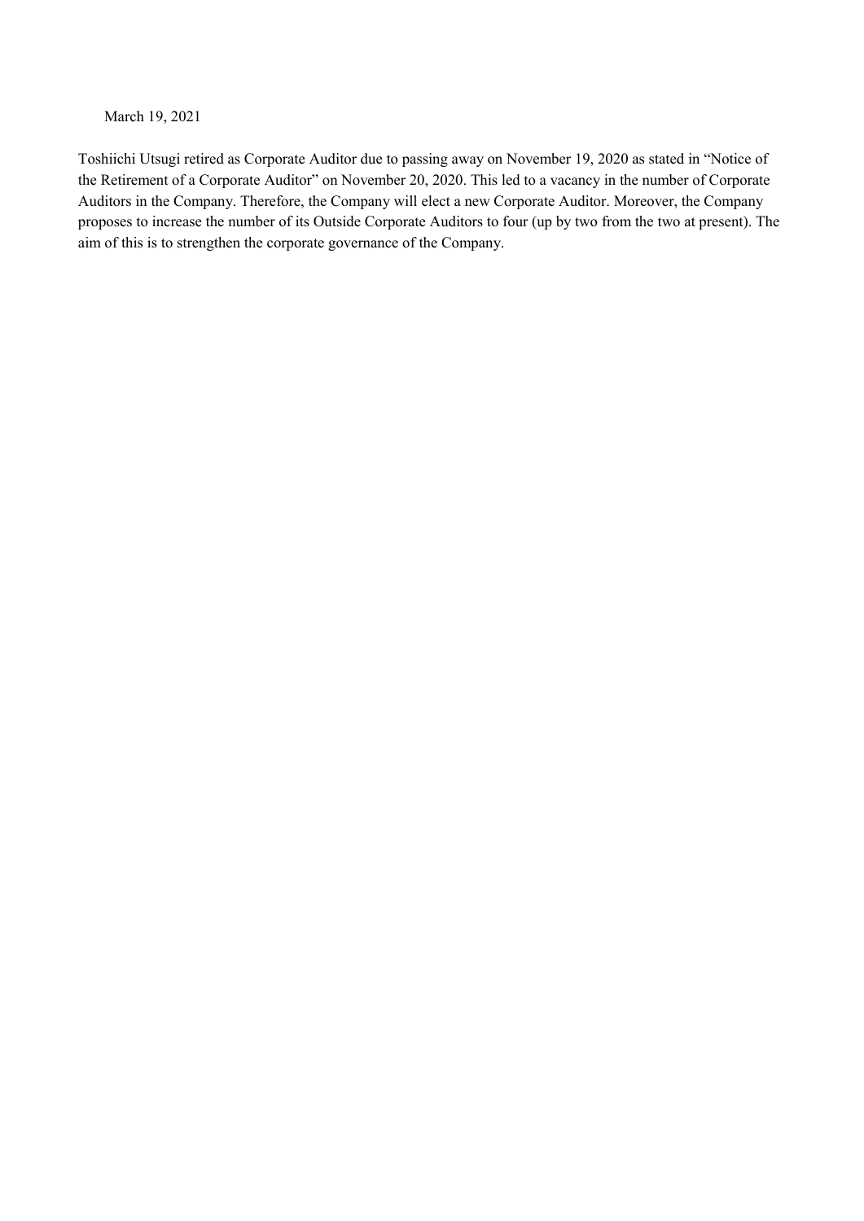March 19, 2021

Toshiichi Utsugi retired as Corporate Auditor due to passing away on November 19, 2020 as stated in "Notice of the Retirement of a Corporate Auditor" on November 20, 2020. This led to a vacancy in the number of Corporate Auditors in the Company. Therefore, the Company will elect a new Corporate Auditor. Moreover, the Company proposes to increase the number of its Outside Corporate Auditors to four (up by two from the two at present). The aim of this is to strengthen the corporate governance of the Company.